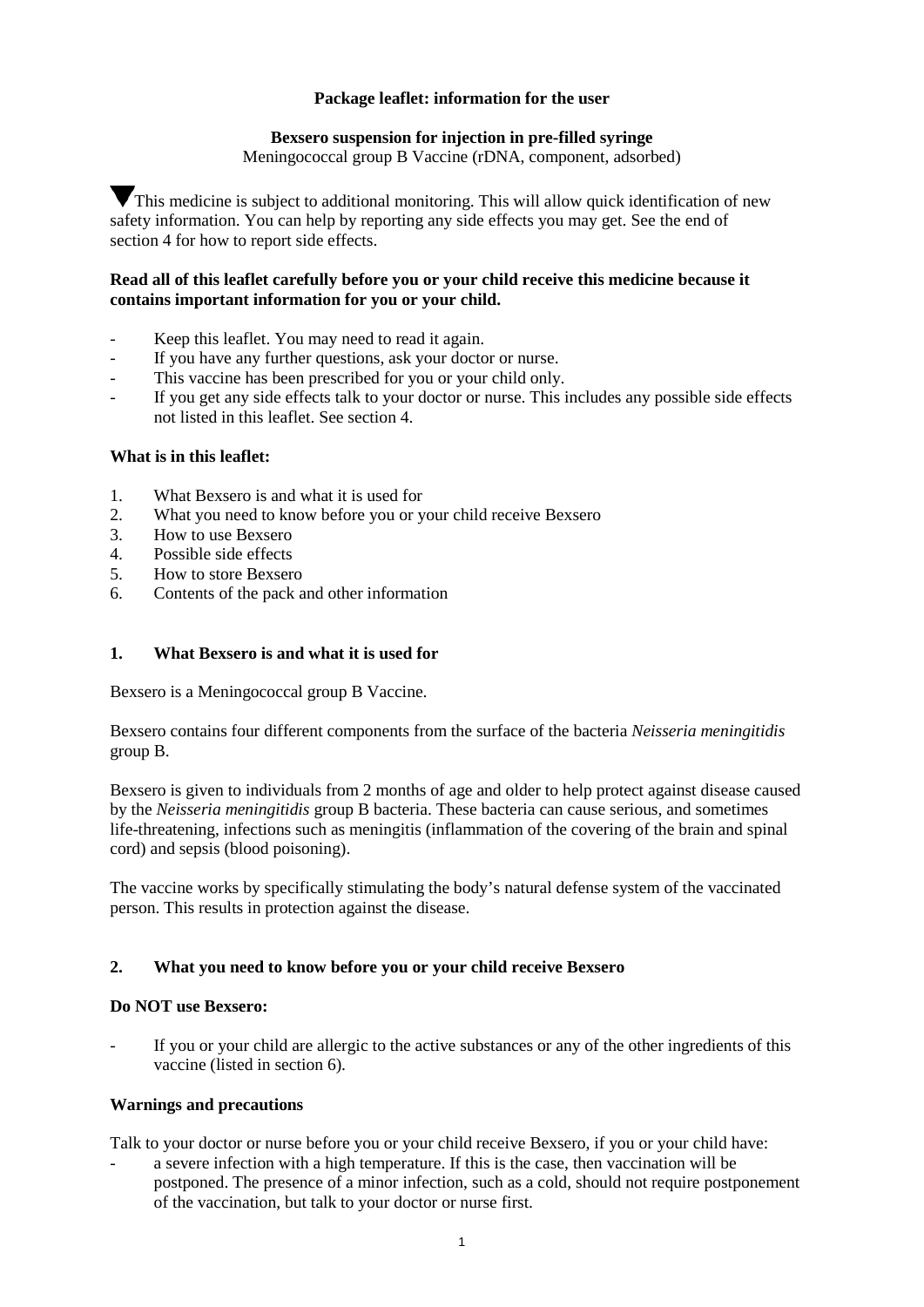**Package leaflet: information for the user**

**Bexsero suspension for injection in pre-filled syringe**
Meningococcal group B Vaccine (rDNA, component, adsorbed)

▼This medicine is subject to additional monitoring. This will allow quick identification of new safety information. You can help by reporting any side effects you may get. See the end of section 4 for how to report side effects.

**Read all of this leaflet carefully before you or your child receive this medicine because it contains important information for you or your child.**

- Keep this leaflet. You may need to read it again.
- If you have any further questions, ask your doctor or nurse.
- This vaccine has been prescribed for you or your child only.
- If you get any side effects talk to your doctor or nurse. This includes any possible side effects not listed in this leaflet. See section 4.

**What is in this leaflet:**

1. What Bexsero is and what it is used for
2. What you need to know before you or your child receive Bexsero
3. How to use Bexsero
4. Possible side effects
5. How to store Bexsero
6. Contents of the pack and other information

## 1. What Bexsero is and what it is used for

Bexsero is a Meningococcal group B Vaccine.

Bexsero contains four different components from the surface of the bacteria *Neisseria meningitidis* group B.

Bexsero is given to individuals from 2 months of age and older to help protect against disease caused by the *Neisseria meningitidis* group B bacteria. These bacteria can cause serious, and sometimes life-threatening, infections such as meningitis (inflammation of the covering of the brain and spinal cord) and sepsis (blood poisoning).

The vaccine works by specifically stimulating the body's natural defense system of the vaccinated person. This results in protection against the disease.

## 2. What you need to know before you or your child receive Bexsero

**Do NOT use Bexsero:**

- If you or your child are allergic to the active substances or any of the other ingredients of this vaccine (listed in section 6).

**Warnings and precautions**

Talk to your doctor or nurse before you or your child receive Bexsero, if you or your child have:

- a severe infection with a high temperature. If this is the case, then vaccination will be postponed. The presence of a minor infection, such as a cold, should not require postponement of the vaccination, but talk to your doctor or nurse first.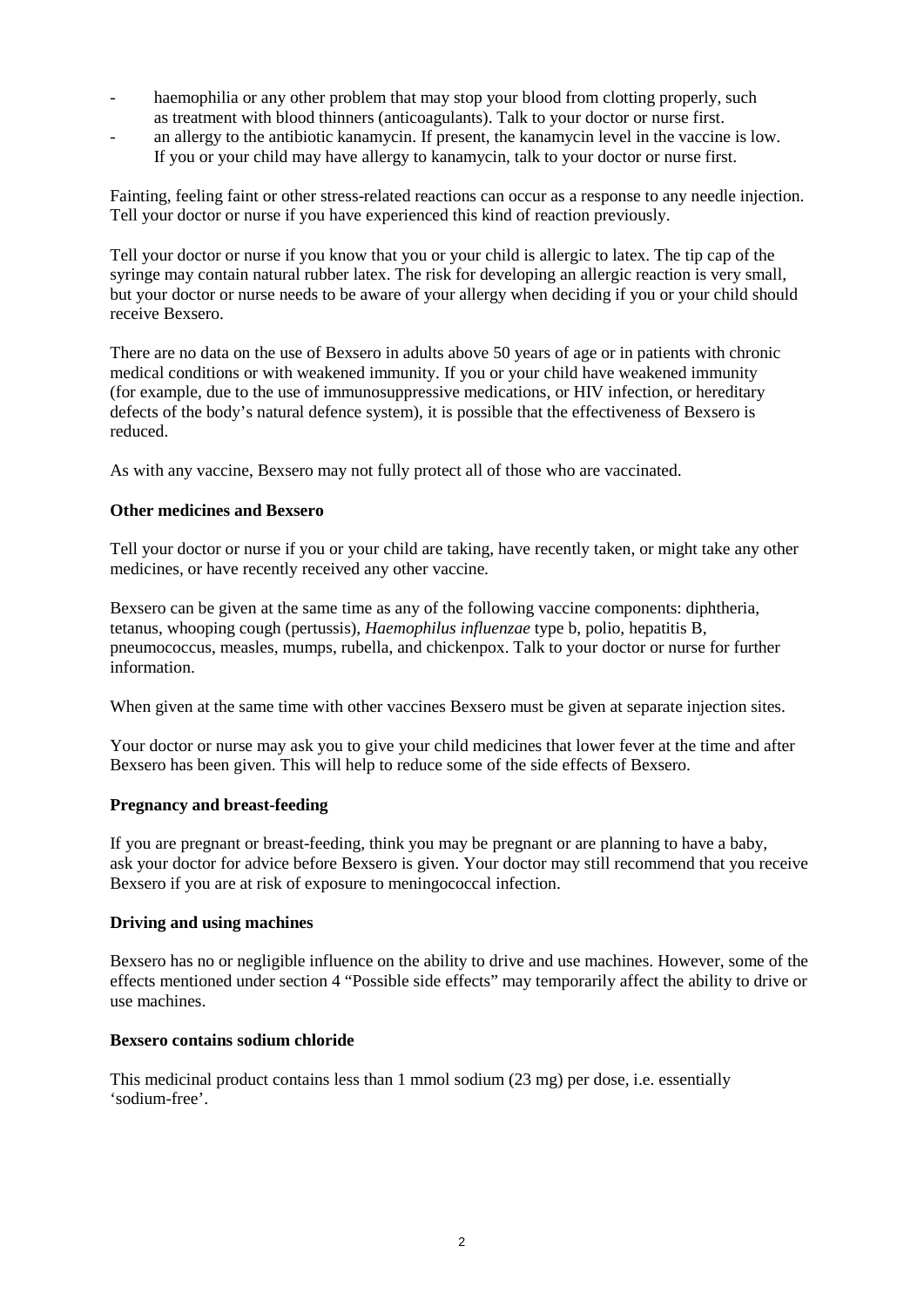- haemophilia or any other problem that may stop your blood from clotting properly, such as treatment with blood thinners (anticoagulants). Talk to your doctor or nurse first.
- an allergy to the antibiotic kanamycin. If present, the kanamycin level in the vaccine is low. If you or your child may have allergy to kanamycin, talk to your doctor or nurse first.

Fainting, feeling faint or other stress-related reactions can occur as a response to any needle injection. Tell your doctor or nurse if you have experienced this kind of reaction previously.

Tell your doctor or nurse if you know that you or your child is allergic to latex. The tip cap of the syringe may contain natural rubber latex. The risk for developing an allergic reaction is very small, but your doctor or nurse needs to be aware of your allergy when deciding if you or your child should receive Bexsero.

There are no data on the use of Bexsero in adults above 50 years of age or in patients with chronic medical conditions or with weakened immunity. If you or your child have weakened immunity (for example, due to the use of immunosuppressive medications, or HIV infection, or hereditary defects of the body's natural defence system), it is possible that the effectiveness of Bexsero is reduced.

As with any vaccine, Bexsero may not fully protect all of those who are vaccinated.

**Other medicines and Bexsero**

Tell your doctor or nurse if you or your child are taking, have recently taken, or might take any other medicines, or have recently received any other vaccine.

Bexsero can be given at the same time as any of the following vaccine components: diphtheria, tetanus, whooping cough (pertussis), *Haemophilus influenzae* type b, polio, hepatitis B, pneumococcus, measles, mumps, rubella, and chickenpox. Talk to your doctor or nurse for further information.

When given at the same time with other vaccines Bexsero must be given at separate injection sites.

Your doctor or nurse may ask you to give your child medicines that lower fever at the time and after Bexsero has been given. This will help to reduce some of the side effects of Bexsero.

**Pregnancy and breast-feeding**

If you are pregnant or breast-feeding, think you may be pregnant or are planning to have a baby, ask your doctor for advice before Bexsero is given. Your doctor may still recommend that you receive Bexsero if you are at risk of exposure to meningococcal infection.

**Driving and using machines**

Bexsero has no or negligible influence on the ability to drive and use machines. However, some of the effects mentioned under section 4 "Possible side effects" may temporarily affect the ability to drive or use machines.

**Bexsero contains sodium chloride**

This medicinal product contains less than 1 mmol sodium (23 mg) per dose, i.e. essentially 'sodium-free'.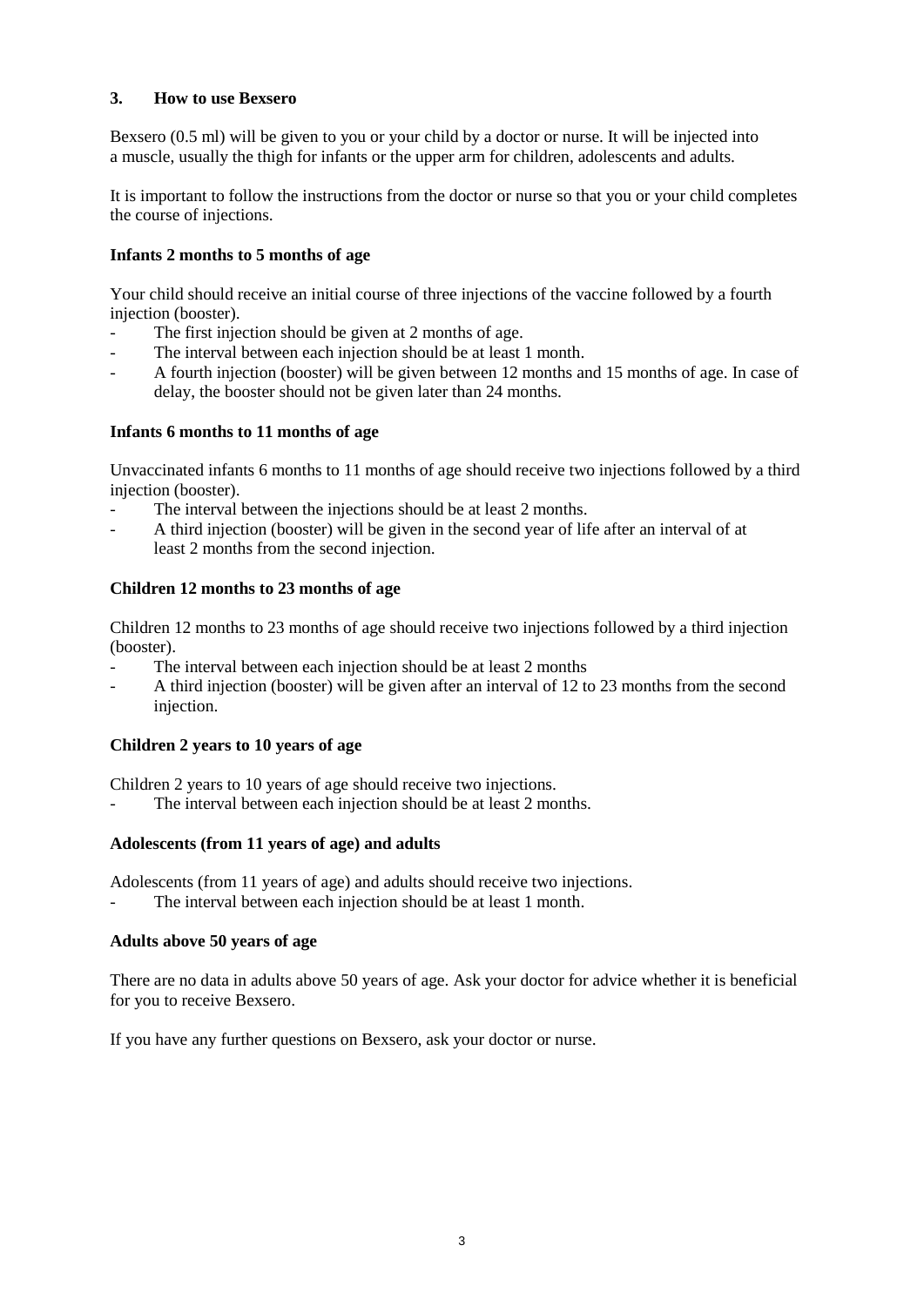## 3. How to use Bexsero

Bexsero (0.5 ml) will be given to you or your child by a doctor or nurse. It will be injected into a muscle, usually the thigh for infants or the upper arm for children, adolescents and adults.

It is important to follow the instructions from the doctor or nurse so that you or your child completes the course of injections.

**Infants 2 months to 5 months of age**

Your child should receive an initial course of three injections of the vaccine followed by a fourth injection (booster).

- The first injection should be given at 2 months of age.
- The interval between each injection should be at least 1 month.
- A fourth injection (booster) will be given between 12 months and 15 months of age. In case of delay, the booster should not be given later than 24 months.

**Infants 6 months to 11 months of age**

Unvaccinated infants 6 months to 11 months of age should receive two injections followed by a third injection (booster).

- The interval between the injections should be at least 2 months.
- A third injection (booster) will be given in the second year of life after an interval of at least 2 months from the second injection.

**Children 12 months to 23 months of age**

Children 12 months to 23 months of age should receive two injections followed by a third injection (booster).

- The interval between each injection should be at least 2 months
- A third injection (booster) will be given after an interval of 12 to 23 months from the second injection.

**Children 2 years to 10 years of age**

Children 2 years to 10 years of age should receive two injections.

- The interval between each injection should be at least 2 months.

**Adolescents (from 11 years of age) and adults**

Adolescents (from 11 years of age) and adults should receive two injections.

- The interval between each injection should be at least 1 month.

**Adults above 50 years of age**

There are no data in adults above 50 years of age. Ask your doctor for advice whether it is beneficial for you to receive Bexsero.

If you have any further questions on Bexsero, ask your doctor or nurse.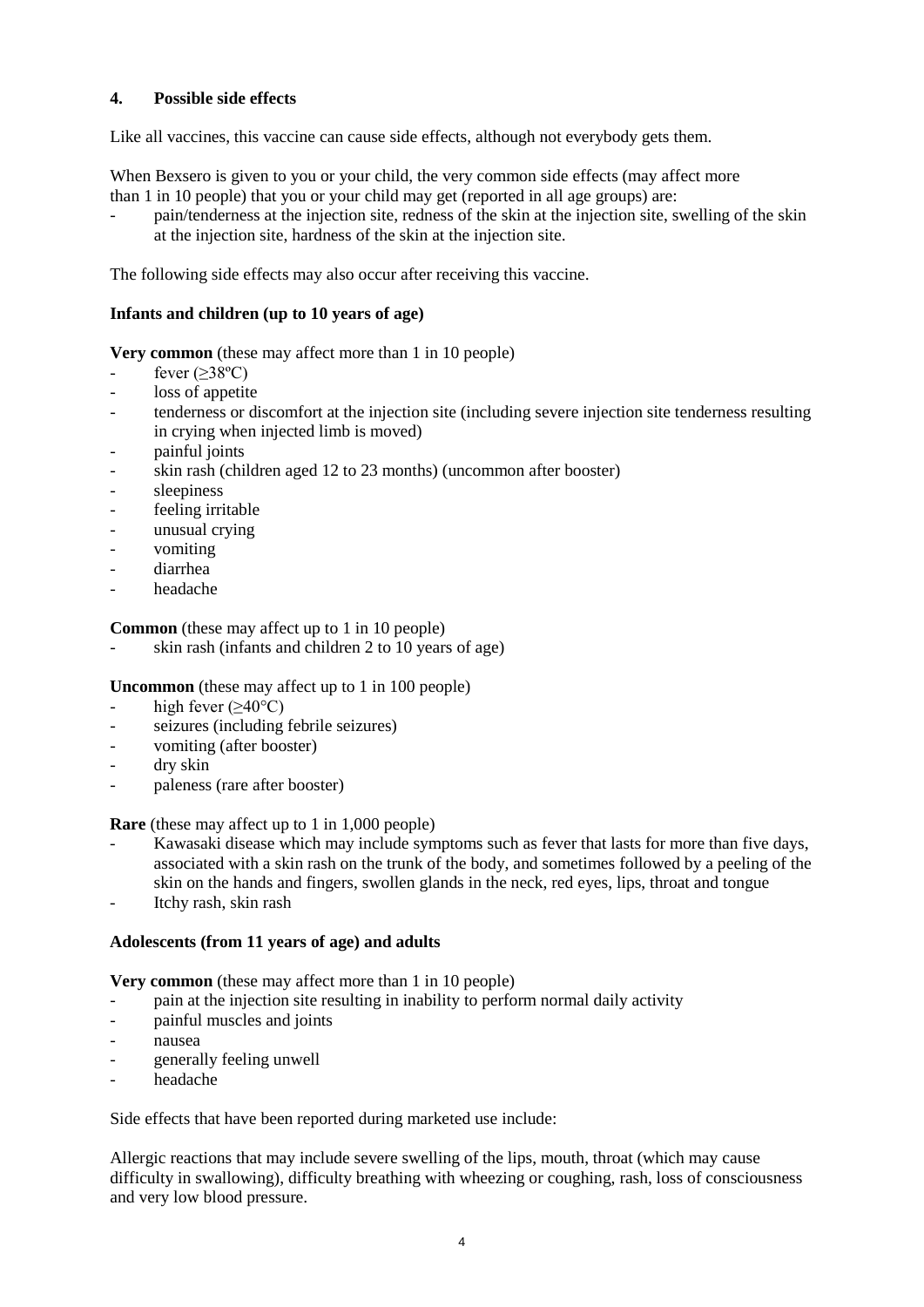## 4. Possible side effects

Like all vaccines, this vaccine can cause side effects, although not everybody gets them.

When Bexsero is given to you or your child, the very common side effects (may affect more than 1 in 10 people) that you or your child may get (reported in all age groups) are:

- pain/tenderness at the injection site, redness of the skin at the injection site, swelling of the skin at the injection site, hardness of the skin at the injection site.

The following side effects may also occur after receiving this vaccine.

### Infants and children (up to 10 years of age)

**Very common** (these may affect more than 1 in 10 people)

- fever (≥38ºC)
- loss of appetite
- tenderness or discomfort at the injection site (including severe injection site tenderness resulting in crying when injected limb is moved)
- painful joints
- skin rash (children aged 12 to 23 months) (uncommon after booster)
- sleepiness
- feeling irritable
- unusual crying
- vomiting
- diarrhea
- headache

**Common** (these may affect up to 1 in 10 people)

- skin rash (infants and children 2 to 10 years of age)

**Uncommon** (these may affect up to 1 in 100 people)

- high fever (≥40°C)
- seizures (including febrile seizures)
- vomiting (after booster)
- dry skin
- paleness (rare after booster)

**Rare** (these may affect up to 1 in 1,000 people)

- Kawasaki disease which may include symptoms such as fever that lasts for more than five days, associated with a skin rash on the trunk of the body, and sometimes followed by a peeling of the skin on the hands and fingers, swollen glands in the neck, red eyes, lips, throat and tongue
- Itchy rash, skin rash

### Adolescents (from 11 years of age) and adults

**Very common** (these may affect more than 1 in 10 people)

- pain at the injection site resulting in inability to perform normal daily activity
- painful muscles and joints
- nausea
- generally feeling unwell
- headache

Side effects that have been reported during marketed use include:

Allergic reactions that may include severe swelling of the lips, mouth, throat (which may cause difficulty in swallowing), difficulty breathing with wheezing or coughing, rash, loss of consciousness and very low blood pressure.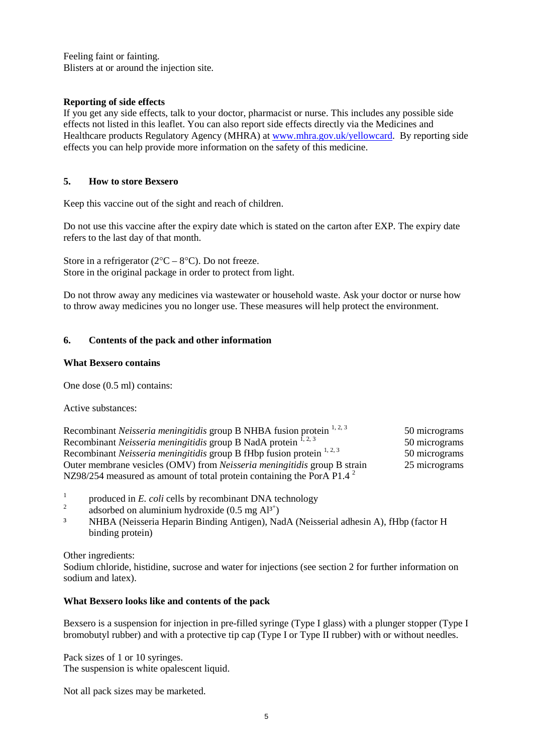Feeling faint or fainting.
Blisters at or around the injection site.

**Reporting of side effects**

If you get any side effects, talk to your doctor, pharmacist or nurse. This includes any possible side effects not listed in this leaflet. You can also report side effects directly via the Medicines and Healthcare products Regulatory Agency (MHRA) at www.mhra.gov.uk/yellowcard. By reporting side effects you can help provide more information on the safety of this medicine.

## 5. How to store Bexsero

Keep this vaccine out of the sight and reach of children.

Do not use this vaccine after the expiry date which is stated on the carton after EXP. The expiry date refers to the last day of that month.

Store in a refrigerator (2°C – 8°C). Do not freeze.
Store in the original package in order to protect from light.

Do not throw away any medicines via wastewater or household waste. Ask your doctor or nurse how to throw away medicines you no longer use. These measures will help protect the environment.

## 6. Contents of the pack and other information

**What Bexsero contains**

One dose (0.5 ml) contains:

Active substances:

| | |
|---|---|
| Recombinant *Neisseria meningitidis* group B NHBA fusion protein [1, 2, 3] | 50 micrograms |
| Recombinant *Neisseria meningitidis* group B NadA protein [1, 2, 3] | 50 micrograms |
| Recombinant *Neisseria meningitidis* group B fHbp fusion protein [1, 2, 3] | 50 micrograms |
| Outer membrane vesicles (OMV) from *Neisseria meningitidis* group B strain NZ98/254 measured as amount of total protein containing the PorA P1.4 [2] | 25 micrograms |

[1] produced in *E. coli* cells by recombinant DNA technology
[2] adsorbed on aluminium hydroxide (0.5 mg $Al^{3+}$)
[3] NHBA (Neisseria Heparin Binding Antigen), NadA (Neisserial adhesin A), fHbp (factor H binding protein)

Other ingredients:
Sodium chloride, histidine, sucrose and water for injections (see section 2 for further information on sodium and latex).

**What Bexsero looks like and contents of the pack**

Bexsero is a suspension for injection in pre-filled syringe (Type I glass) with a plunger stopper (Type I bromobutyl rubber) and with a protective tip cap (Type I or Type II rubber) with or without needles.

Pack sizes of 1 or 10 syringes.
The suspension is white opalescent liquid.

Not all pack sizes may be marketed.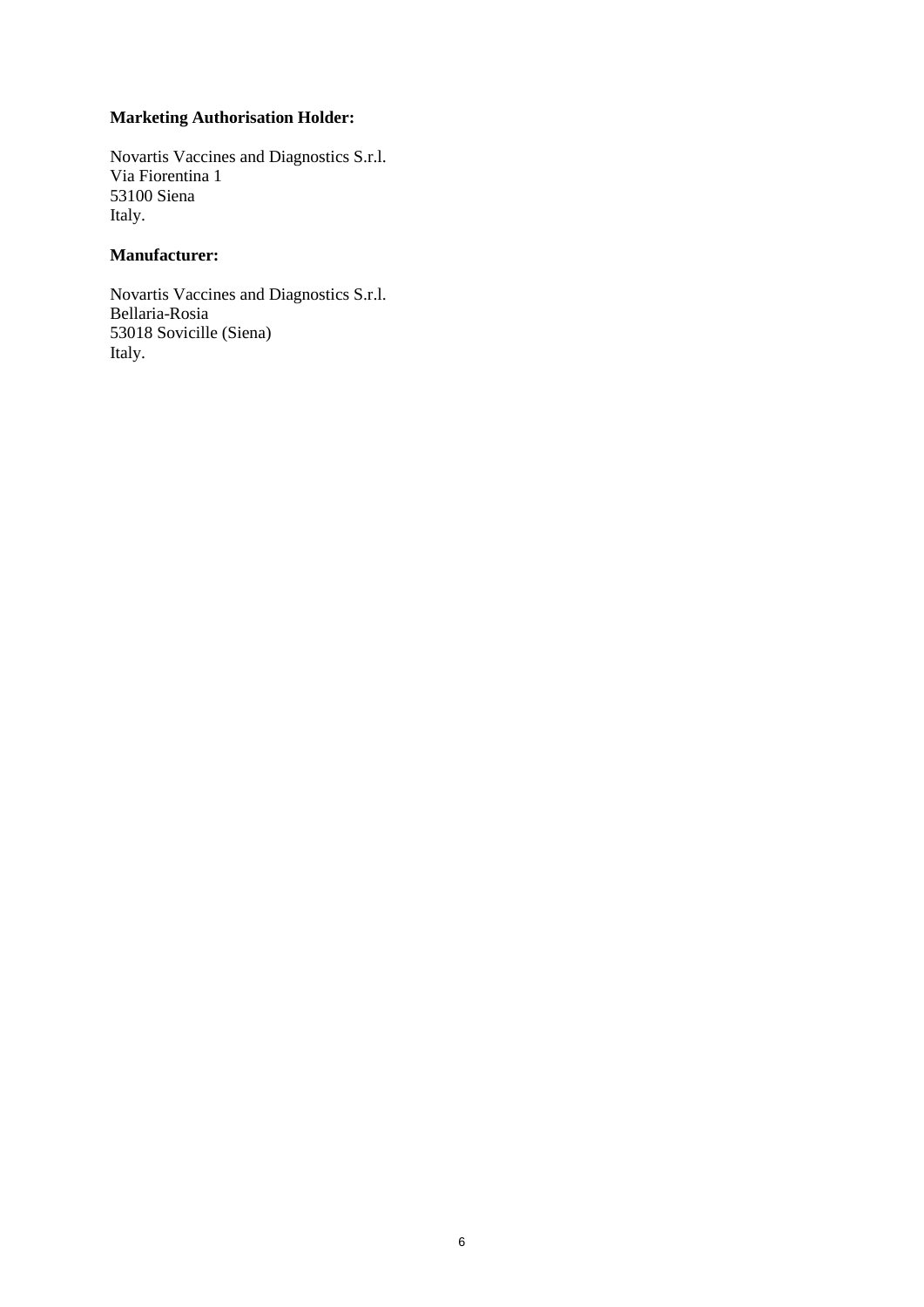**Marketing Authorisation Holder:**

Novartis Vaccines and Diagnostics S.r.l.
Via Fiorentina 1
53100 Siena
Italy.

**Manufacturer:**

Novartis Vaccines and Diagnostics S.r.l.
Bellaria-Rosia
53018 Sovicille (Siena)
Italy.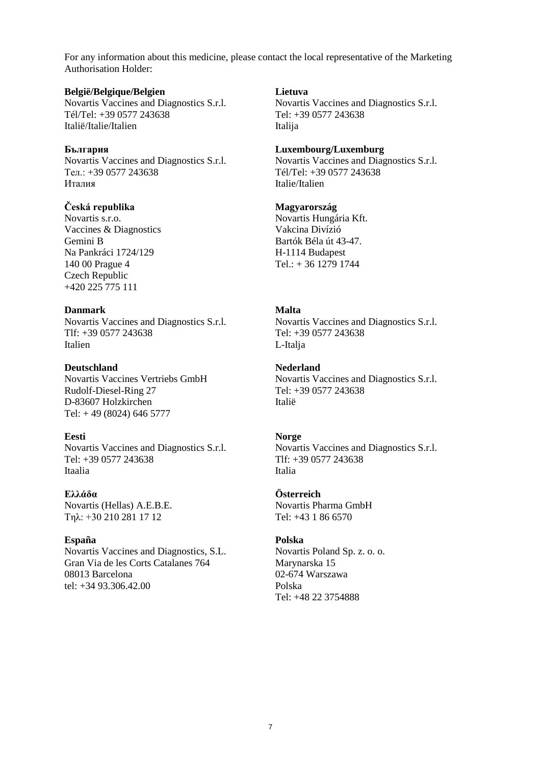For any information about this medicine, please contact the local representative of the Marketing Authorisation Holder:

**België/Belgique/Belgien**
Novartis Vaccines and Diagnostics S.r.l.
Tél/Tel: +39 0577 243638
Italië/Italie/Italien

**България**
Novartis Vaccines and Diagnostics S.r.l.
Тел.: +39 0577 243638
Италия

**Česká republika**
Novartis s.r.o.
Vaccines & Diagnostics
Gemini B
Na Pankráci 1724/129
140 00 Prague 4
Czech Republic
+420 225 775 111

**Danmark**
Novartis Vaccines and Diagnostics S.r.l.
Tlf: +39 0577 243638
Italien

**Deutschland**
Novartis Vaccines Vertriebs GmbH
Rudolf-Diesel-Ring 27
D-83607 Holzkirchen
Tel: + 49 (8024) 646 5777

**Eesti**
Novartis Vaccines and Diagnostics S.r.l.
Tel: +39 0577 243638
Itaalia

**Ελλάδα**
Novartis (Hellas) A.E.B.E.
Τηλ: +30 210 281 17 12

**España**
Novartis Vaccines and Diagnostics, S.L.
Gran Via de les Corts Catalanes 764
08013 Barcelona
tel: +34 93.306.42.00

**Lietuva**
Novartis Vaccines and Diagnostics S.r.l.
Tel: +39 0577 243638
Italija

**Luxembourg/Luxemburg**
Novartis Vaccines and Diagnostics S.r.l.
Tél/Tel: +39 0577 243638
Italie/Italien

**Magyarország**
Novartis Hungária Kft.
Vakcina Divízió
Bartók Béla út 43-47.
H-1114 Budapest
Tel.: + 36 1279 1744

**Malta**
Novartis Vaccines and Diagnostics S.r.l.
Tel: +39 0577 243638
L-Italja

**Nederland**
Novartis Vaccines and Diagnostics S.r.l.
Tel: +39 0577 243638
Italië

**Norge**
Novartis Vaccines and Diagnostics S.r.l.
Tlf: +39 0577 243638
Italia

**Österreich**
Novartis Pharma GmbH
Tel: +43 1 86 6570

**Polska**
Novartis Poland Sp. z. o. o.
Marynarska 15
02-674 Warszawa
Polska
Tel: +48 22 3754888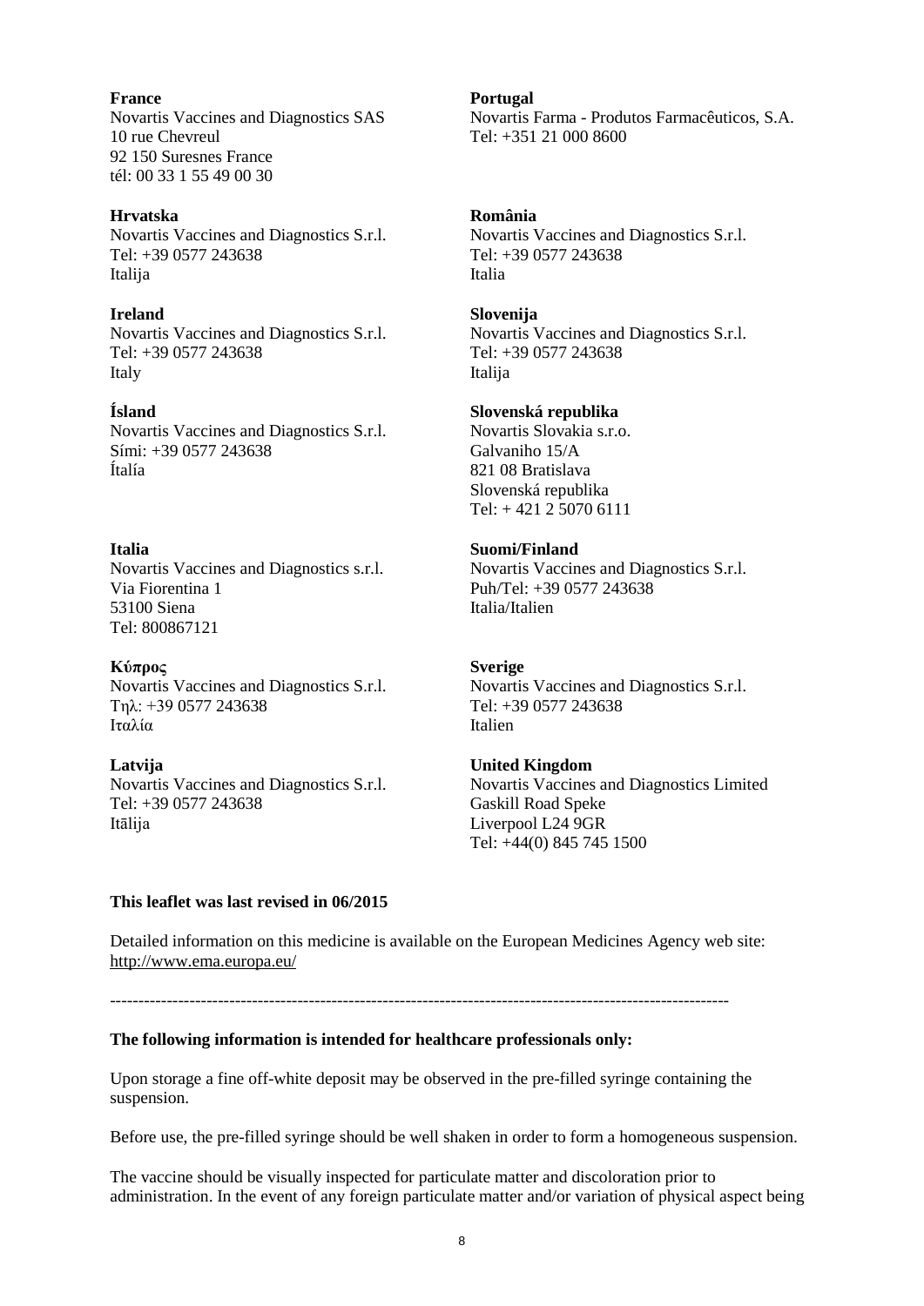**France**
Novartis Vaccines and Diagnostics SAS
10 rue Chevreul
92 150 Suresnes France
tél: 00 33 1 55 49 00 30

**Hrvatska**
Novartis Vaccines and Diagnostics S.r.l.
Tel: +39 0577 243638
Italija

**Ireland**
Novartis Vaccines and Diagnostics S.r.l.
Tel: +39 0577 243638
Italy

**Ísland**
Novartis Vaccines and Diagnostics S.r.l.
Sími: +39 0577 243638
Ítalía

**Italia**
Novartis Vaccines and Diagnostics s.r.l.
Via Fiorentina 1
53100 Siena
Tel: 800867121

**Κύπρος**
Novartis Vaccines and Diagnostics S.r.l.
Τηλ: +39 0577 243638
Ιταλία

**Latvija**
Novartis Vaccines and Diagnostics S.r.l.
Tel: +39 0577 243638
Itālija

**Portugal**
Novartis Farma - Produtos Farmacêuticos, S.A.
Tel: +351 21 000 8600

**România**
Novartis Vaccines and Diagnostics S.r.l.
Tel: +39 0577 243638
Italia

**Slovenija**
Novartis Vaccines and Diagnostics S.r.l.
Tel: +39 0577 243638
Italija

**Slovenská republika**
Novartis Slovakia s.r.o.
Galvaniho 15/A
821 08 Bratislava
Slovenská republika
Tel: + 421 2 5070 6111

**Suomi/Finland**
Novartis Vaccines and Diagnostics S.r.l.
Puh/Tel: +39 0577 243638
Italia/Italien

**Sverige**
Novartis Vaccines and Diagnostics S.r.l.
Tel: +39 0577 243638
Italien

**United Kingdom**
Novartis Vaccines and Diagnostics Limited
Gaskill Road Speke
Liverpool L24 9GR
Tel: +44(0) 845 745 1500

**This leaflet was last revised in 06/2015**

Detailed information on this medicine is available on the European Medicines Agency web site: http://www.ema.europa.eu/

---

**The following information is intended for healthcare professionals only:**

Upon storage a fine off-white deposit may be observed in the pre-filled syringe containing the suspension.

Before use, the pre-filled syringe should be well shaken in order to form a homogeneous suspension.

The vaccine should be visually inspected for particulate matter and discoloration prior to administration. In the event of any foreign particulate matter and/or variation of physical aspect being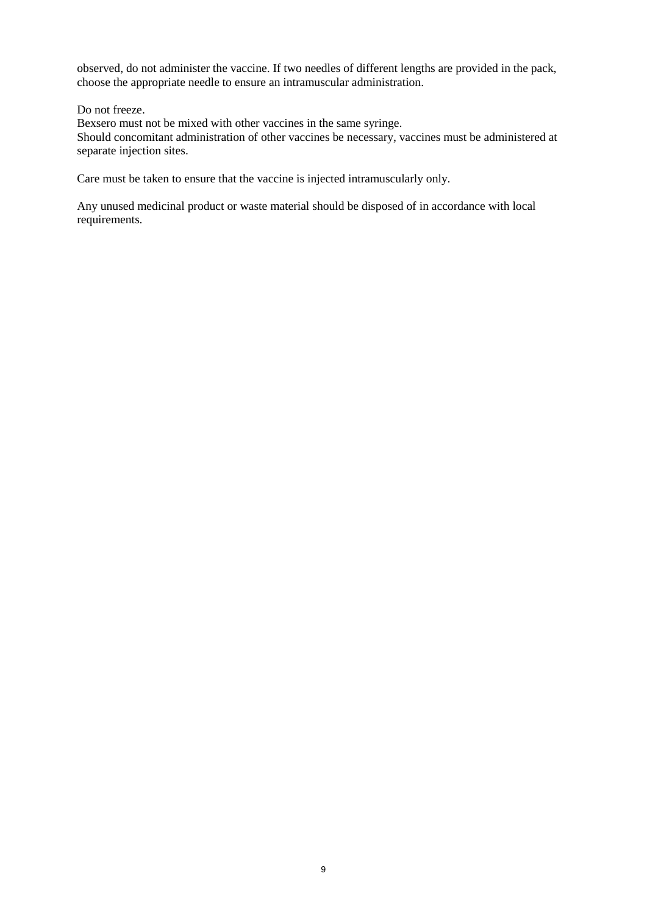observed, do not administer the vaccine. If two needles of different lengths are provided in the pack, choose the appropriate needle to ensure an intramuscular administration.

Do not freeze.
Bexsero must not be mixed with other vaccines in the same syringe.
Should concomitant administration of other vaccines be necessary, vaccines must be administered at separate injection sites.

Care must be taken to ensure that the vaccine is injected intramuscularly only.

Any unused medicinal product or waste material should be disposed of in accordance with local requirements.